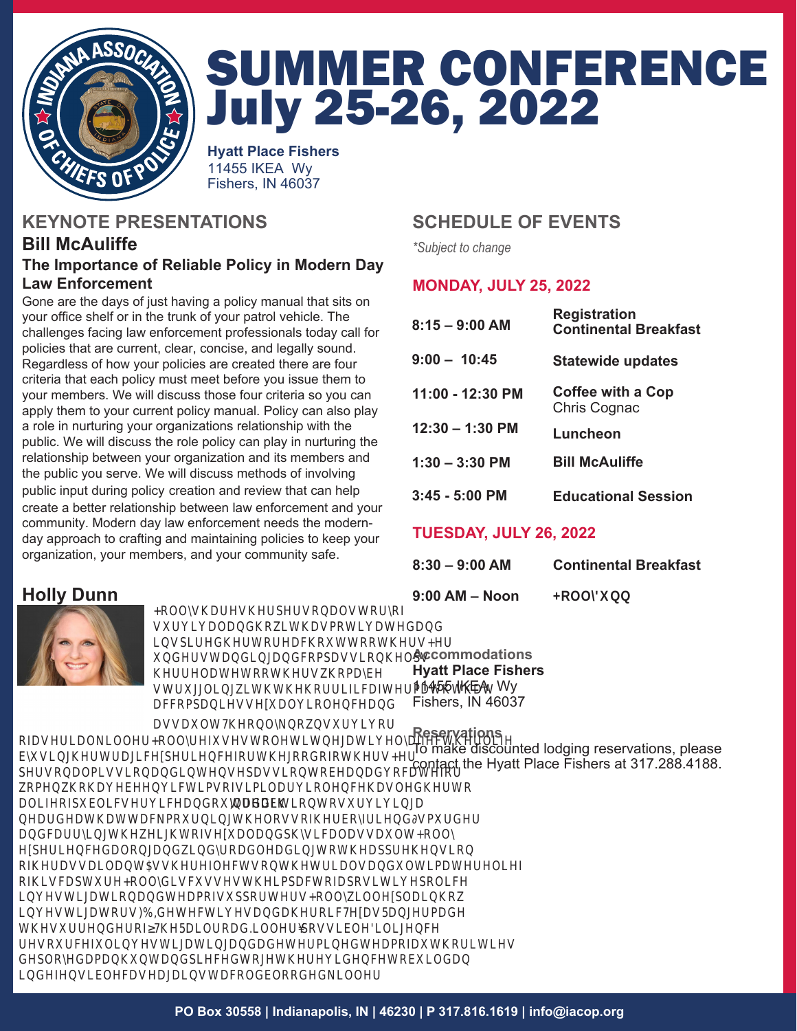# SUMMER CONFERENCE July 25-26, 2022

**Hyatt Place Fishers**
11455 IKEA Wy
Fishers, IN 46037

## KEYNOTE PRESENTATIONS

### Bill McAuliffe

**The Importance of Reliable Policy in Modern Day Law Enforcement**

Gone are the days of just having a policy manual that sits on your office shelf or in the trunk of your patrol vehicle. The challenges facing law enforcement professionals today call for policies that are current, clear, concise, and legally sound. Regardless of how your policies are created there are four criteria that each policy must meet before you issue them to your members. We will discuss those four criteria so you can apply them to your current policy manual. Policy can also play a role in nurturing your organizations relationship with the public. We will discuss the role policy can play in nurturing the relationship between your organization and its members and the public you serve. We will discuss methods of involving public input during policy creation and review that can help create a better relationship between law enforcement and your community. Modern day law enforcement needs the modern-day approach to crafting and maintaining policies to keep your organization, your members, and your community safe.

### Holly Dunn

+ROO\VKDUHVKHUSHUVRQDOVWRU\RI VXUYLYDODQGKRZLWKDVPRWLYDWHGDQG LQVSLUHGKHUWRUHDFKRXWWRRWKHUV+HU XQGHUVWDQGLQJDQGFRPSDVVLRQKHOSV KHUUHODWHWRRWKHUVZKRPD\EH VWUXJJOLQJZLWKWKHKRUULILFDIWHUPDWKRIDQ DFFRPSDQLHVVH[XDOYLROHQFHDQG DVVDXOW7KHRQO\NQRZQVXUYLYRU RIDVHULDONLOOHU+ROO\UHIXVHVWROHWLWQHJDWLYHO\DIIHFWKHUOLIH E\XVLQJKHUWUDJLFH[SHULHQFHIRUWKHJRRGRIRWKHUV+HU SHUVRQDOPLVVLRQGLQJWKHQVHDVVLRQWREHDQDGYRFDWHIRU ZRPHQZKRKDYHEHHQYLFWLPVRIVLPLODUYLROHQFHKDVOHGKHUWR DLIHRISXEOLFVHUYLFHDQGRXWUHDFKWRVXUYLYLQJD QHDUGHDWKDWWDFNPRXQLQJWKHORVVRIKHUER\IULHQG∂VPXUGHU DQGFDUU\LQJWKHZHLJKWRIVH[XDODQGSK\VLFDODVVDXOW+ROO\ H[SHULHQFHGDORQJDQGZLQG\URDGOHDGLQJWRWKHDSSUHKHQVLRQ RIKHUDVVDLODQW$VVKHUHIOHFWVRQWKHWULDOVDQGXOWLPDWHUHOLHI RIKLVFDSWXUH+ROO\GLVFXVVHVWKHLPSDFWRIDSRVLWLYHSROLFH LQYHVWLJDWLRQDQGWHDPRIVXSSRUWHUV+ROO\ZLOOH[SODLQKRZ LQYHVWLJDWRUV)%,GHWHFWLYHVDQGDKHURLF7H[DV5DQJHUPDGH WKHVXUUHQGHURI≥7KH5DLOURDG.LOOHU¥SRVVLEOH'LOLJHQFH UHVRXUFHIXOLQYHVWLJDWLQJDQGDGHWHUPLQHGWHDPRIDXWKRULWLHV GHSOR\HGDPDQKXQWDQGSLHFHGWRJHWKHUHYLGHQFHWREXLOGDQ LQGHIHQVLEOHFDVHDJDLQVWDFROGEORRGHGNLOOHU

## SCHEDULE OF EVENTS

*\*Subject to change*

### MONDAY, JULY 25, 2022

| Time | Event |
|---|---|
| **8:15 – 9:00 AM** | **Registration** **Continental Breakfast** |
| **9:00 – 10:45** | **Statewide updates** |
| **11:00 - 12:30 PM** | **Coffee with a Cop** Chris Cognac |
| **12:30 – 1:30 PM** | **Luncheon** |
| **1:30 – 3:30 PM** | **Bill McAuliffe** |
| **3:45 - 5:00 PM** | **Educational Session** |

### TUESDAY, JULY 26, 2022

| Time | Event |
|---|---|
| **8:30 – 9:00 AM** | **Continental Breakfast** |
| **9:00 AM – Noon** | **+ROO\'XQQ** |

### Accommodations

**Hyatt Place Fishers**
11455 IKEA Wy
Fishers, IN 46037

### Reservations

To make discounted lodging reservations, please contact the Hyatt Place Fishers at 317.288.4188.

PO Box 30558 | Indianapolis, IN | 46230 | P 317.816.1619 | info@iacop.org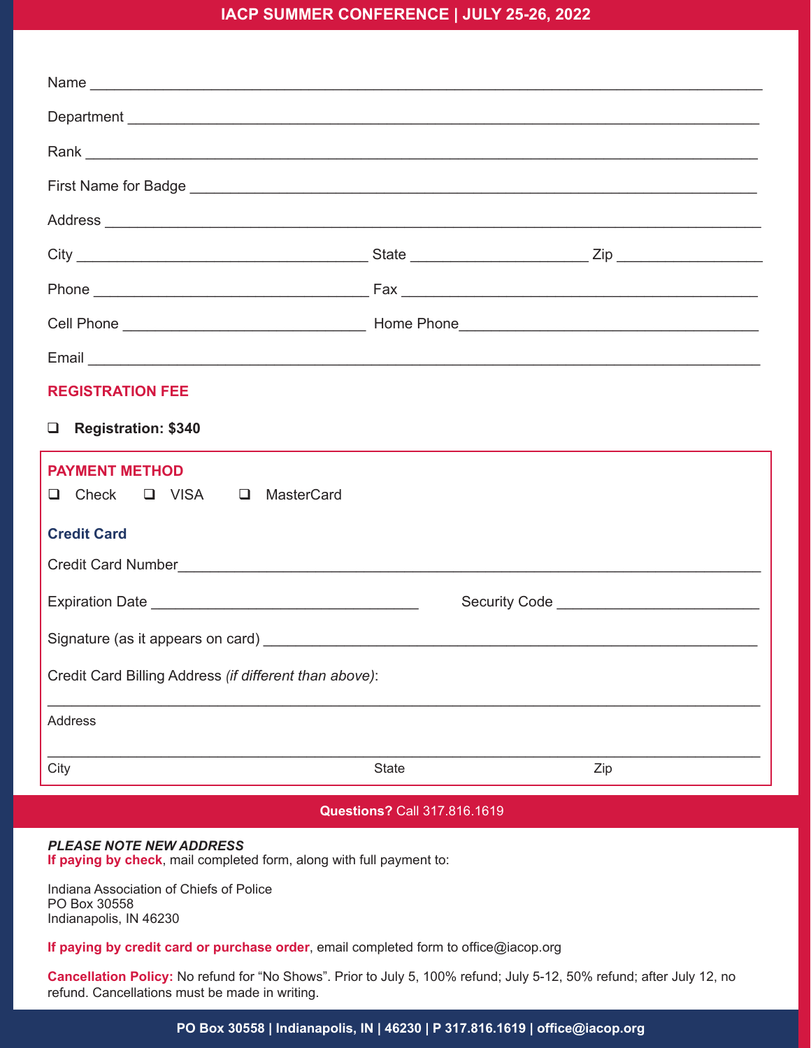# IACP SUMMER CONFERENCE | JULY 25-26, 2022

Name ___________________________________________________________________________

Department _______________________________________________________________________

Rank ____________________________________________________________________________

First Name for Badge _______________________________________________________________

Address _________________________________________________________________________

City ________________________________ State ____________________ Zip ________________

Phone _______________________________ Fax ______________________________________

Cell Phone ___________________________ Home Phone________________________________

Email ___________________________________________________________________________

## REGISTRATION FEE

- ❑ **Registration: $340**

## PAYMENT METHOD

❑ Check ❑ VISA ❑ MasterCard

### Credit Card

Credit Card Number______________________________________________________________

Expiration Date ______________________________ Security Code ______________________

Signature (as it appears on card) __________________________________________________

Credit Card Billing Address *(if different than above)*:

_________________________________________________________________________________

Address

_________________________________________________________________________________

City State Zip

**Questions?** Call 317.816.1619

***PLEASE NOTE NEW ADDRESS***

**If paying by check**, mail completed form, along with full payment to:

Indiana Association of Chiefs of Police
PO Box 30558
Indianapolis, IN 46230

**If paying by credit card or purchase order**, email completed form to office@iacop.org

**Cancellation Policy:** No refund for "No Shows". Prior to July 5, 100% refund; July 5-12, 50% refund; after July 12, no refund. Cancellations must be made in writing.

**PO Box 30558 | Indianapolis, IN | 46230 | P 317.816.1619 | office@iacop.org**